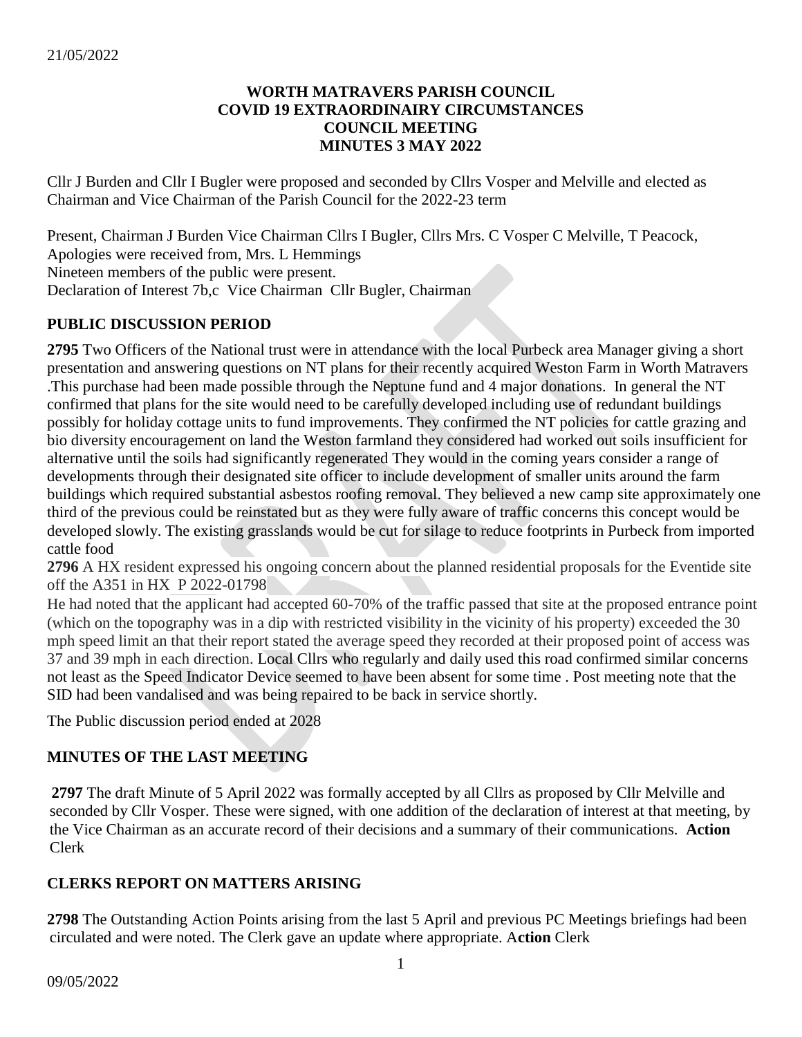**WORTH MATRAVERS PARISH COUNCIL**
**COVID 19 EXTRAORDINAIRY CIRCUMSTANCES**
**COUNCIL MEETING**
**MINUTES 3 MAY 2022**

Cllr J Burden and Cllr I Bugler were proposed and seconded by Cllrs Vosper and Melville and elected as Chairman and Vice Chairman of the Parish Council for the 2022-23 term

Present, Chairman J Burden Vice Chairman Cllrs I Bugler, Cllrs Mrs. C Vosper C Melville, T Peacock,
Apologies were received from, Mrs. L Hemmings
Nineteen members of the public were present.
Declaration of Interest 7b,c Vice Chairman Cllr Bugler, Chairman

## PUBLIC DISCUSSION PERIOD

**2795** Two Officers of the National trust were in attendance with the local Purbeck area Manager giving a short presentation and answering questions on NT plans for their recently acquired Weston Farm in Worth Matravers .This purchase had been made possible through the Neptune fund and 4 major donations. In general the NT confirmed that plans for the site would need to be carefully developed including use of redundant buildings possibly for holiday cottage units to fund improvements. They confirmed the NT policies for cattle grazing and bio diversity encouragement on land the Weston farmland they considered had worked out soils insufficient for alternative until the soils had significantly regenerated They would in the coming years consider a range of developments through their designated site officer to include development of smaller units around the farm buildings which required substantial asbestos roofing removal. They believed a new camp site approximately one third of the previous could be reinstated but as they were fully aware of traffic concerns this concept would be developed slowly. The existing grasslands would be cut for silage to reduce footprints in Purbeck from imported cattle food

**2796** A HX resident expressed his ongoing concern about the planned residential proposals for the Eventide site off the A351 in HX P 2022-01798

He had noted that the applicant had accepted 60-70% of the traffic passed that site at the proposed entrance point (which on the topography was in a dip with restricted visibility in the vicinity of his property) exceeded the 30 mph speed limit an that their report stated the average speed they recorded at their proposed point of access was 37 and 39 mph in each direction. Local Cllrs who regularly and daily used this road confirmed similar concerns not least as the Speed Indicator Device seemed to have been absent for some time . Post meeting note that the SID had been vandalised and was being repaired to be back in service shortly.

The Public discussion period ended at 2028

## MINUTES OF THE LAST MEETING

**2797** The draft Minute of 5 April 2022 was formally accepted by all Cllrs as proposed by Cllr Melville and seconded by Cllr Vosper. These were signed, with one addition of the declaration of interest at that meeting, by the Vice Chairman as an accurate record of their decisions and a summary of their communications. **Action** Clerk

## CLERKS REPORT ON MATTERS ARISING

**2798** The Outstanding Action Points arising from the last 5 April and previous PC Meetings briefings had been circulated and were noted. The Clerk gave an update where appropriate. A**ction** Clerk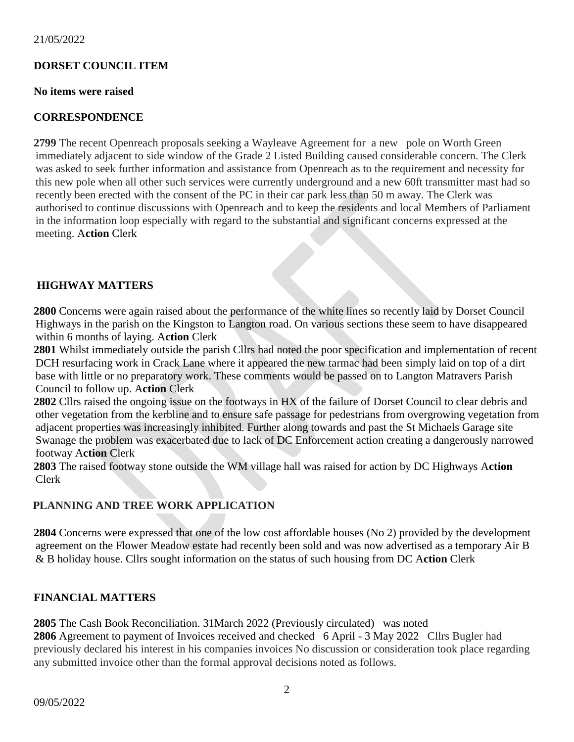## DORSET COUNCIL ITEM

**No items were raised**

## CORRESPONDENCE

**2799** The recent Openreach proposals seeking a Wayleave Agreement for a new pole on Worth Green immediately adjacent to side window of the Grade 2 Listed Building caused considerable concern. The Clerk was asked to seek further information and assistance from Openreach as to the requirement and necessity for this new pole when all other such services were currently underground and a new 60ft transmitter mast had so recently been erected with the consent of the PC in their car park less than 50 m away. The Clerk was authorised to continue discussions with Openreach and to keep the residents and local Members of Parliament in the information loop especially with regard to the substantial and significant concerns expressed at the meeting. A**ction** Clerk

## HIGHWAY MATTERS

**2800** Concerns were again raised about the performance of the white lines so recently laid by Dorset Council Highways in the parish on the Kingston to Langton road. On various sections these seem to have disappeared within 6 months of laying. A**ction** Clerk

**2801** Whilst immediately outside the parish Cllrs had noted the poor specification and implementation of recent DCH resurfacing work in Crack Lane where it appeared the new tarmac had been simply laid on top of a dirt base with little or no preparatory work. These comments would be passed on to Langton Matravers Parish Council to follow up. A**ction** Clerk

**2802** Cllrs raised the ongoing issue on the footways in HX of the failure of Dorset Council to clear debris and other vegetation from the kerbline and to ensure safe passage for pedestrians from overgrowing vegetation from adjacent properties was increasingly inhibited. Further along towards and past the St Michaels Garage site Swanage the problem was exacerbated due to lack of DC Enforcement action creating a dangerously narrowed footway A**ction** Clerk

**2803** The raised footway stone outside the WM village hall was raised for action by DC Highways A**ction** Clerk

## PLANNING AND TREE WORK APPLICATION

**2804** Concerns were expressed that one of the low cost affordable houses (No 2) provided by the development agreement on the Flower Meadow estate had recently been sold and was now advertised as a temporary Air B & B holiday house. Cllrs sought information on the status of such housing from DC A**ction** Clerk

## FINANCIAL MATTERS

**2805** The Cash Book Reconciliation. 31March 2022 (Previously circulated) was noted

**2806** Agreement to payment of Invoices received and checked 6 April - 3 May 2022 Cllrs Bugler had previously declared his interest in his companies invoices No discussion or consideration took place regarding any submitted invoice other than the formal approval decisions noted as follows.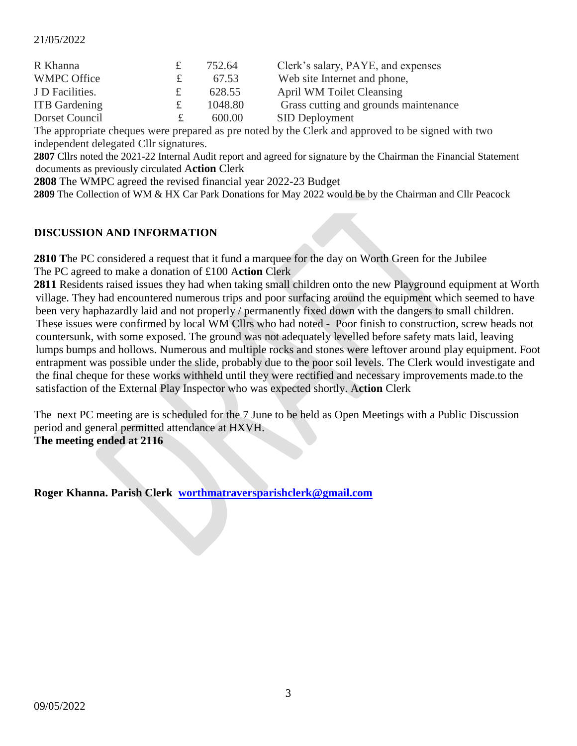| | | | |
|---|---|---|---|
| R Khanna | £ | 752.64 | Clerk's salary, PAYE, and expenses |
| WMPC Office | £ | 67.53 | Web site Internet and phone, |
| J D Facilities. | £ | 628.55 | April WM Toilet Cleansing |
| ITB Gardening | £ | 1048.80 | Grass cutting and grounds maintenance |
| Dorset Council | £ | 600.00 | SID Deployment |

The appropriate cheques were prepared as pre noted by the Clerk and approved to be signed with two independent delegated Cllr signatures.

**2807** Cllrs noted the 2021-22 Internal Audit report and agreed for signature by the Chairman the Financial Statement documents as previously circulated A**ction** Clerk

**2808** The WMPC agreed the revised financial year 2022-23 Budget

**2809** The Collection of WM & HX Car Park Donations for May 2022 would be by the Chairman and Cllr Peacock

## DISCUSSION AND INFORMATION

**2810 T**he PC considered a request that it fund a marquee for the day on Worth Green for the Jubilee
The PC agreed to make a donation of £100 A**ction** Clerk

**2811** Residents raised issues they had when taking small children onto the new Playground equipment at Worth village. They had encountered numerous trips and poor surfacing around the equipment which seemed to have been very haphazardly laid and not properly / permanently fixed down with the dangers to small children. These issues were confirmed by local WM Cllrs who had noted - Poor finish to construction, screw heads not countersunk, with some exposed. The ground was not adequately levelled before safety mats laid, leaving lumps bumps and hollows. Numerous and multiple rocks and stones were leftover around play equipment. Foot entrapment was possible under the slide, probably due to the poor soil levels. The Clerk would investigate and the final cheque for these works withheld until they were rectified and necessary improvements made.to the satisfaction of the External Play Inspector who was expected shortly. A**ction** Clerk

The next PC meeting are is scheduled for the 7 June to be held as Open Meetings with a Public Discussion period and general permitted attendance at HXVH.

**The meeting ended at 2116**

**Roger Khanna. Parish Clerk [worthmatraversparishclerk@gmail.com](mailto:worthmatraversparishclerk@gmail.com)**